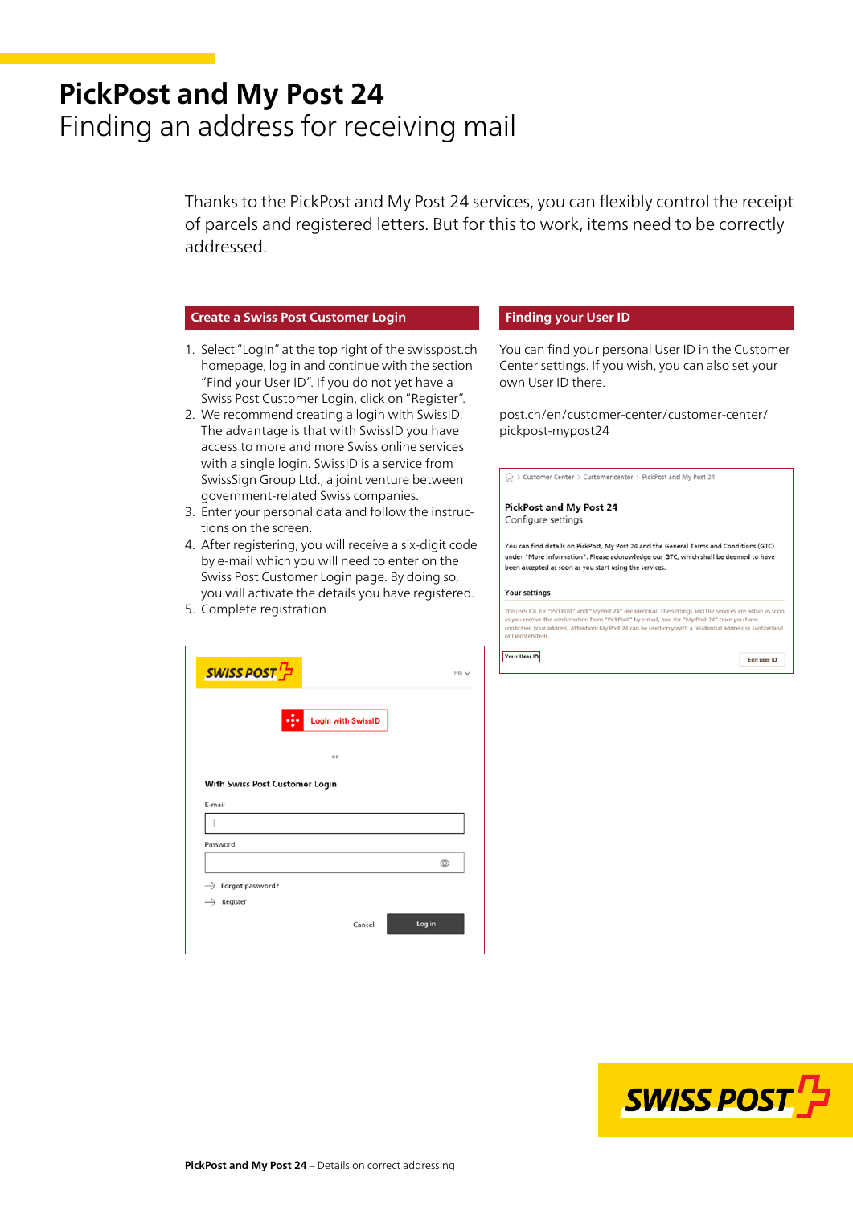# PickPost and My Post 24

## Finding an address for receiving mail

Thanks to the PickPost and My Post 24 services, you can flexibly control the receipt of parcels and registered letters. But for this to work, items need to be correctly addressed.

### Create a Swiss Post Customer Login

1. Select "Login" at the top right of the swisspost.ch homepage, log in and continue with the section "Find your User ID". If you do not yet have a Swiss Post Customer Login, click on "Register".
2. We recommend creating a login with SwissID. The advantage is that with SwissID you have access to more and more Swiss online services with a single login. SwissID is a service from SwissSign Group Ltd., a joint venture between government-related Swiss companies.
3. Enter your personal data and follow the instructions on the screen.
4. After registering, you will receive a six-digit code by e-mail which you will need to enter on the Swiss Post Customer Login page. By doing so, you will activate the details you have registered.
5. Complete registration

SWISS POST

EN

Login with SwissID

or

With Swiss Post Customer Login

E-mail

Password

Forgot password?

Register

Cancel | Log in

### Finding your User ID

You can find your personal User ID in the Customer Center settings. If you wish, you can also set your own User ID there.

post.ch/en/customer-center/customer-center/pickpost-mypost24

Customer Center > Customer center > PickPost and My Post 24

**PickPost and My Post 24**
Configure settings

You can find details on PickPost, My Post 24 and the General Terms and Conditions (GTC) under "More information". Please acknowledge our GTC, which shall be deemed to have been accepted as soon as you start using the services.

**Your settings**

The user IDs for "PickPost" and "MyPost 24" are identical. The settings and the services are active as soon as you receive the confirmation from "PickPost" by e-mail, and for "My Post 24" once you have confirmed your address. Attention: My Post 24 can be used only with a residential address in Switzerland or Liechtenstein.

Your User ID | Edit user ID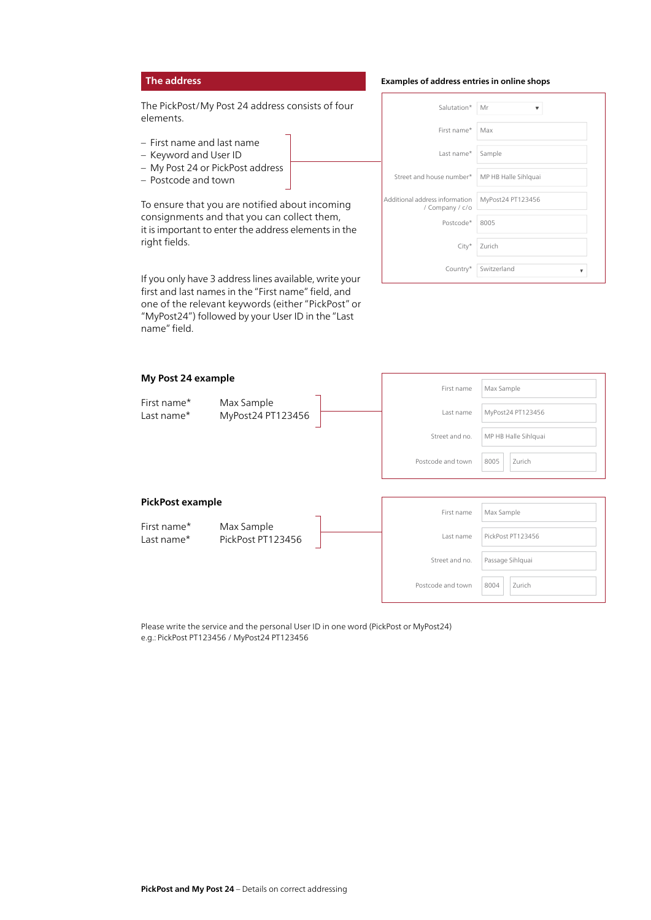## The address

The PickPost/My Post 24 address consists of four elements.

- First name and last name
- Keyword and User ID
- My Post 24 or PickPost address
- Postcode and town

To ensure that you are notified about incoming consignments and that you can collect them, it is important to enter the address elements in the right fields.

If you only have 3 address lines available, write your first and last names in the "First name" field, and one of the relevant keywords (either "PickPost" or "MyPost24") followed by your User ID in the "Last name" field.

**Examples of address entries in online shops**

| Field | Entry |
|---|---|
| Salutation* | Mr |
| First name* | Max |
| Last name* | Sample |
| Street and house number* | MP HB Halle Sihlquai |
| Additional address information / Company / c/o | MyPost24 PT123456 |
| Postcode* | 8005 |
| City* | Zurich |
| Country* | Switzerland |

### My Post 24 example

First name* Max Sample
Last name* MyPost24 PT123456

| Field | Entry |
|---|---|
| First name | Max Sample |
| Last name | MyPost24 PT123456 |
| Street and no. | MP HB Halle Sihlquai |
| Postcode and town | 8005 Zurich |

### PickPost example

First name* Max Sample
Last name* PickPost PT123456

| Field | Entry |
|---|---|
| First name | Max Sample |
| Last name | PickPost PT123456 |
| Street and no. | Passage Sihlquai |
| Postcode and town | 8004 Zurich |

Please write the service and the personal User ID in one word (PickPost or MyPost24)
e.g.: PickPost PT123456 / MyPost24 PT123456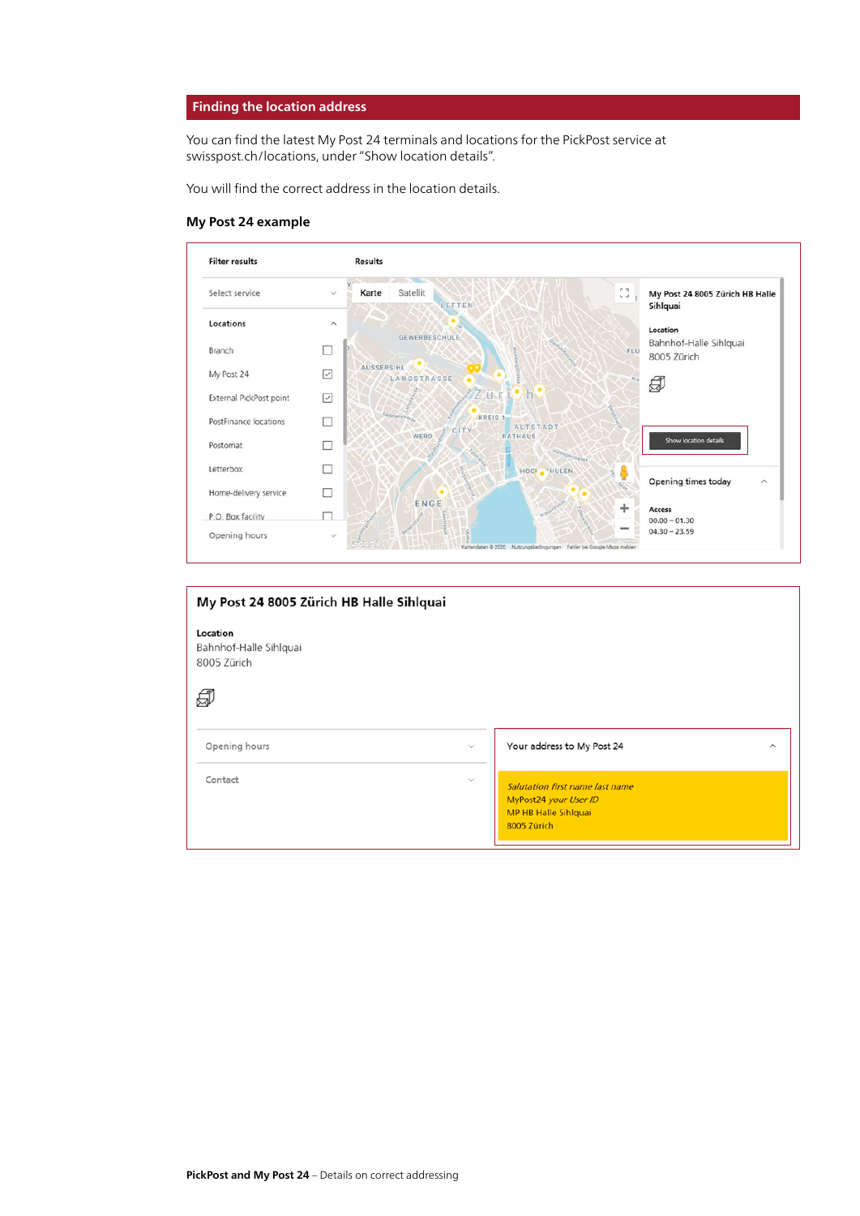## Finding the location address

You can find the latest My Post 24 terminals and locations for the PickPost service at swisspost.ch/locations, under "Show location details".

You will find the correct address in the location details.

### My Post 24 example

Filter results

Results

Select service

Locations

- Branch
- My Post 24 ☑
- External PickPost point ☑
- PostFinance locations
- Postomat
- Letterbox
- Home-delivery service
- P.O. Box facility

Opening hours

**My Post 24 8005 Zürich HB Halle Sihlquai**

**Location**
Bahnhof-Halle Sihlquai
8005 Zürich

Show location details

Opening times today

**Access**
00.00 – 01.30
04.30 – 23.59

**My Post 24 8005 Zürich HB Halle Sihlquai**

**Location**
Bahnhof-Halle Sihlquai
8005 Zürich

Opening hours

Contact

Your address to My Post 24

*Salutation first name last name*
MyPost24 *your User ID*
MP HB Halle Sihlquai
8005 Zürich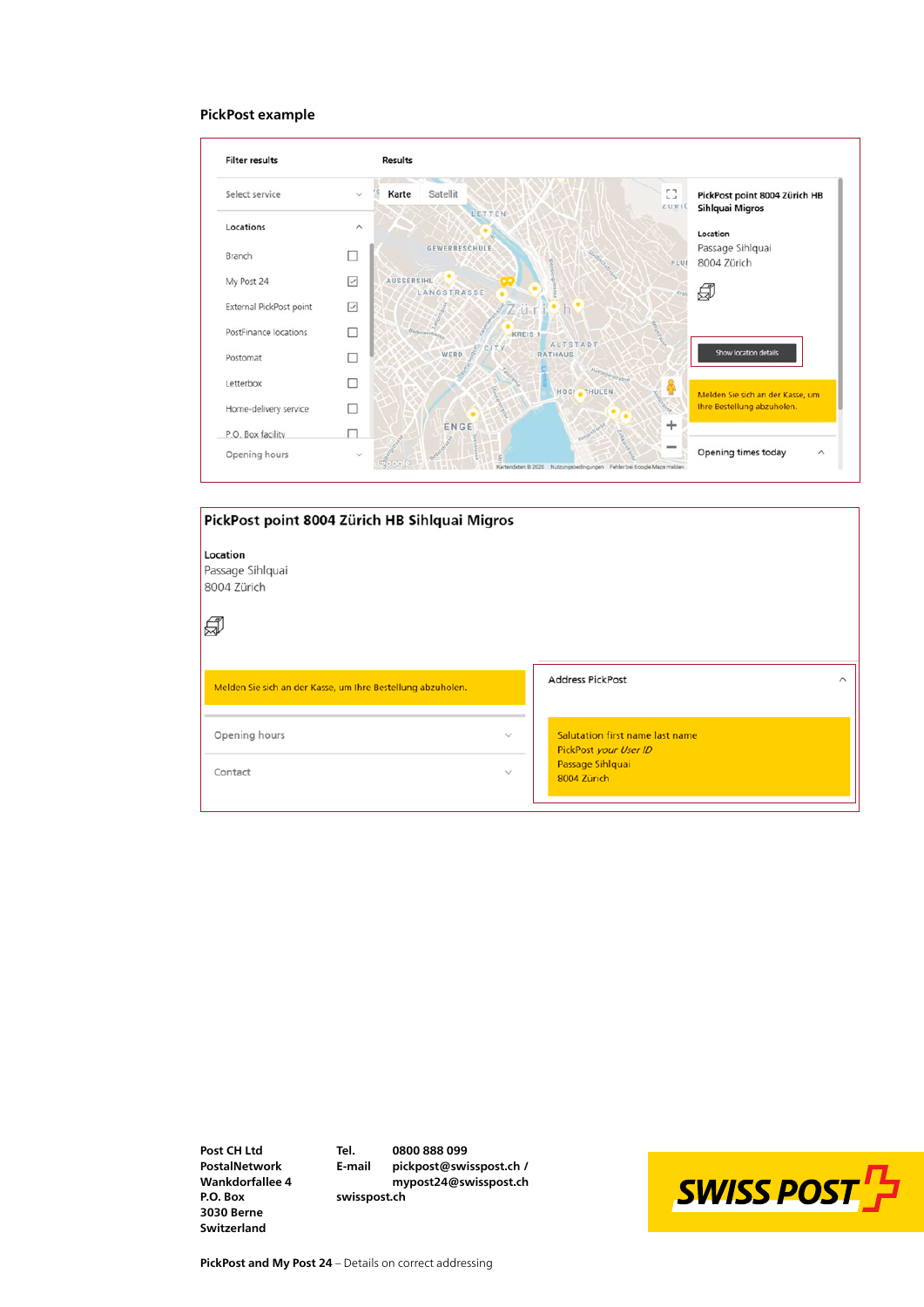## PickPost example

Filter results

Results

Select service

Locations

Branch

My Post 24

External PickPost point

PostFinance locations

Postomat

Letterbox

Home-delivery service

P.O. Box facility

Opening hours

Karte Satellit

PickPost point 8004 Zürich HB Sihlquai Migros

Location
Passage Sihlquai
8004 Zürich

Show location details

Melden Sie sich an der Kasse, um Ihre Bestellung abzuholen.

Opening times today

### PickPost point 8004 Zürich HB Sihlquai Migros

**Location**
Passage Sihlquai
8004 Zürich

Melden Sie sich an der Kasse, um Ihre Bestellung abzuholen.

Opening hours

Contact

Address PickPost

Salutation first name last name
PickPost *your User ID*
Passage Sihlquai
8004 Zürich

**Post CH Ltd**
**PostalNetwork**
**Wankdorfallee 4**
**P.O. Box**
**3030 Berne**
**Switzerland**

**Tel.** **0800 888 099**
**E-mail** **pickpost@swisspost.ch / mypost24@swisspost.ch**
**swisspost.ch**

SWISS POST

**PickPost and My Post 24** – Details on correct addressing